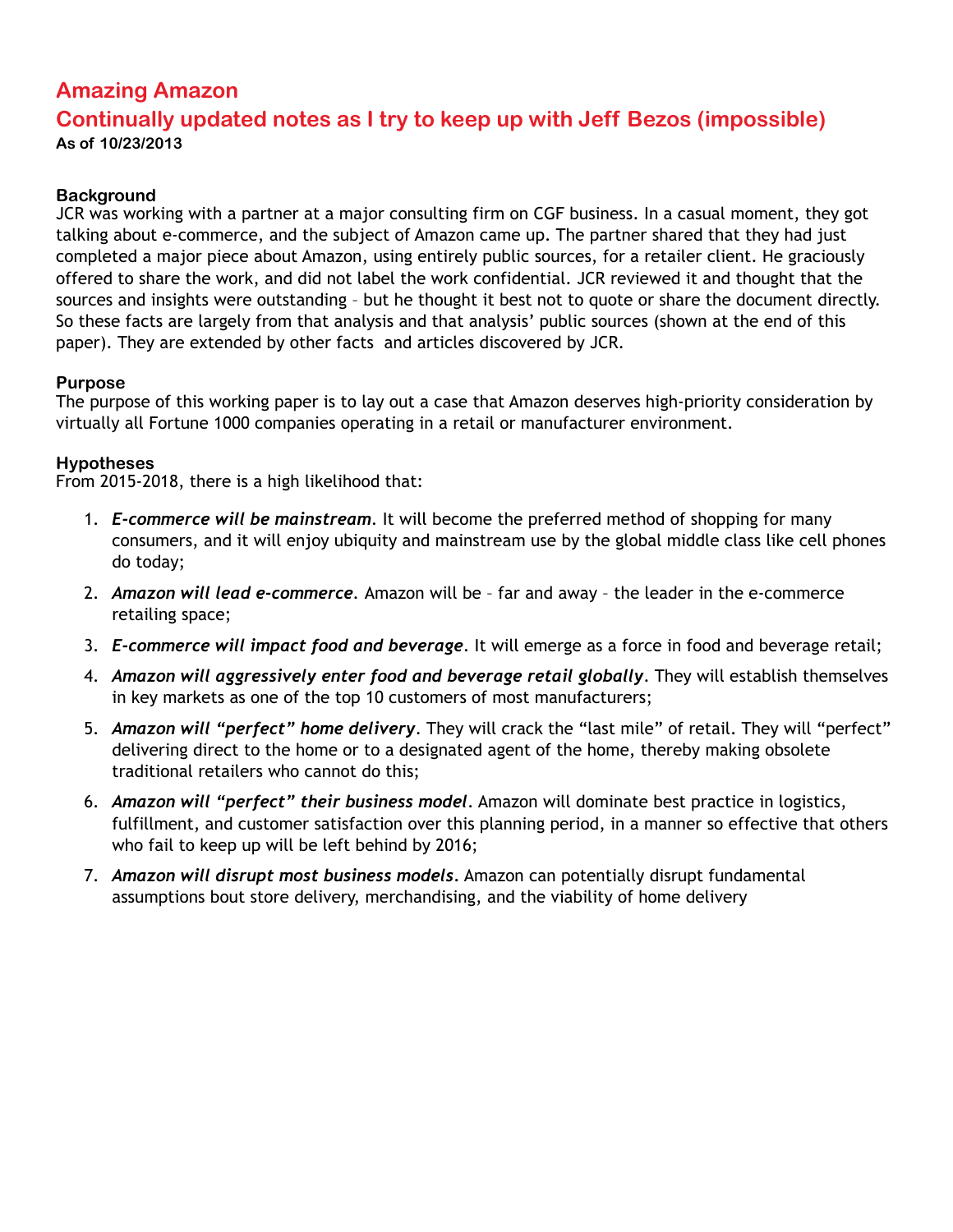# Amazing Amazon

## Continually updated notes as I try to keep up with Jeff Bezos (impossible)

**As of 10/23/2013**

### Background

JCR was working with a partner at a major consulting firm on CGF business. In a casual moment, they got talking about e-commerce, and the subject of Amazon came up. The partner shared that they had just completed a major piece about Amazon, using entirely public sources, for a retailer client. He graciously offered to share the work, and did not label the work confidential. JCR reviewed it and thought that the sources and insights were outstanding – but he thought it best not to quote or share the document directly. So these facts are largely from that analysis and that analysis' public sources (shown at the end of this paper). They are extended by other facts and articles discovered by JCR.

### Purpose

The purpose of this working paper is to lay out a case that Amazon deserves high-priority consideration by virtually all Fortune 1000 companies operating in a retail or manufacturer environment.

### Hypotheses

From 2015-2018, there is a high likelihood that:

1. ***E-commerce will be mainstream***. It will become the preferred method of shopping for many consumers, and it will enjoy ubiquity and mainstream use by the global middle class like cell phones do today;
2. ***Amazon will lead e-commerce***. Amazon will be – far and away – the leader in the e-commerce retailing space;
3. ***E-commerce will impact food and beverage***. It will emerge as a force in food and beverage retail;
4. ***Amazon will aggressively enter food and beverage retail globally***. They will establish themselves in key markets as one of the top 10 customers of most manufacturers;
5. ***Amazon will "perfect" home delivery***. They will crack the "last mile" of retail. They will "perfect" delivering direct to the home or to a designated agent of the home, thereby making obsolete traditional retailers who cannot do this;
6. ***Amazon will "perfect" their business model***. Amazon will dominate best practice in logistics, fulfillment, and customer satisfaction over this planning period, in a manner so effective that others who fail to keep up will be left behind by 2016;
7. ***Amazon will disrupt most business models***. Amazon can potentially disrupt fundamental assumptions bout store delivery, merchandising, and the viability of home delivery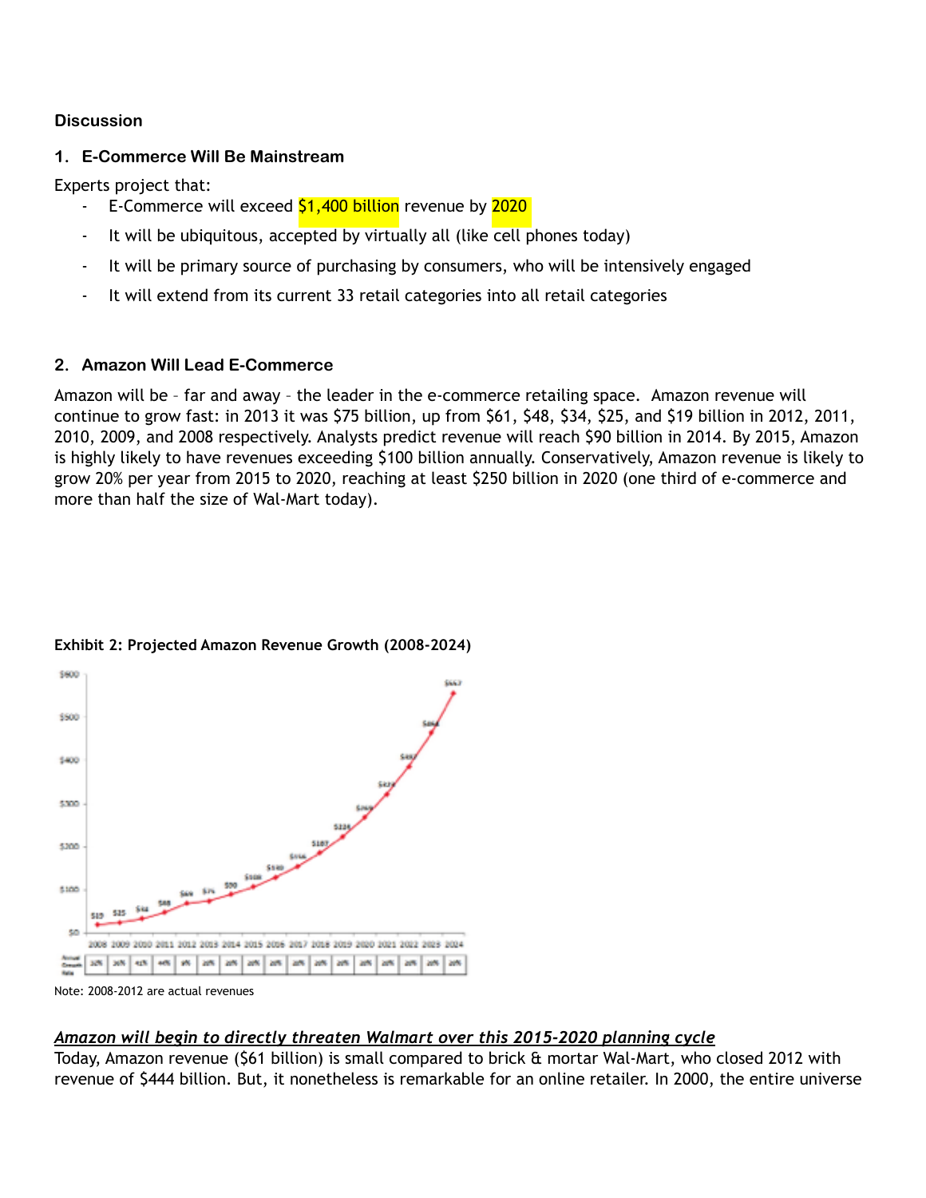**Discussion**

**1. E-Commerce Will Be Mainstream**

Experts project that:

- E-Commerce will exceed $1,400 billion revenue by 2020
- It will be ubiquitous, accepted by virtually all (like cell phones today)
- It will be primary source of purchasing by consumers, who will be intensively engaged
- It will extend from its current 33 retail categories into all retail categories

**2. Amazon Will Lead E-Commerce**

Amazon will be – far and away – the leader in the e-commerce retailing space. Amazon revenue will continue to grow fast: in 2013 it was $75 billion, up from $61, $48, $34, $25, and $19 billion in 2012, 2011, 2010, 2009, and 2008 respectively. Analysts predict revenue will reach $90 billion in 2014. By 2015, Amazon is highly likely to have revenues exceeding $100 billion annually. Conservatively, Amazon revenue is likely to grow 20% per year from 2015 to 2020, reaching at least $250 billion in 2020 (one third of e-commerce and more than half the size of Wal-Mart today).

**Exhibit 2: Projected Amazon Revenue Growth (2008-2024)**

Note: 2008-2012 are actual revenues

***Amazon will begin to directly threaten Walmart over this 2015-2020 planning cycle***

Today, Amazon revenue ($61 billion) is small compared to brick & mortar Wal-Mart, who closed 2012 with revenue of $444 billion. But, it nonetheless is remarkable for an online retailer. In 2000, the entire universe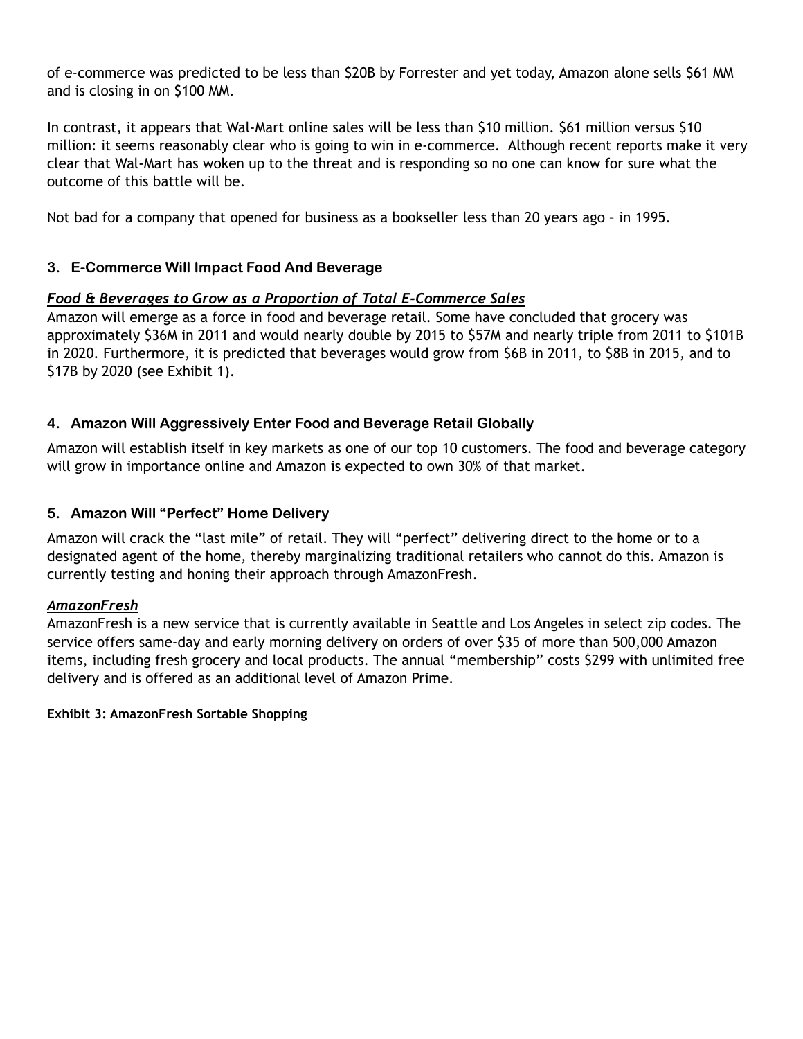of e-commerce was predicted to be less than $20B by Forrester and yet today, Amazon alone sells $61 MM and is closing in on $100 MM.

In contrast, it appears that Wal-Mart online sales will be less than $10 million. $61 million versus $10 million: it seems reasonably clear who is going to win in e-commerce.  Although recent reports make it very clear that Wal-Mart has woken up to the threat and is responding so no one can know for sure what the outcome of this battle will be.

Not bad for a company that opened for business as a bookseller less than 20 years ago – in 1995.

### 3. E-Commerce Will Impact Food And Beverage

***Food & Beverages to Grow as a Proportion of Total E-Commerce Sales***

Amazon will emerge as a force in food and beverage retail. Some have concluded that grocery was approximately $36M in 2011 and would nearly double by 2015 to $57M and nearly triple from 2011 to $101B in 2020. Furthermore, it is predicted that beverages would grow from $6B in 2011, to $8B in 2015, and to $17B by 2020 (see Exhibit 1).

### 4. Amazon Will Aggressively Enter Food and Beverage Retail Globally

Amazon will establish itself in key markets as one of our top 10 customers. The food and beverage category will grow in importance online and Amazon is expected to own 30% of that market.

### 5. Amazon Will "Perfect" Home Delivery

Amazon will crack the "last mile" of retail. They will "perfect" delivering direct to the home or to a designated agent of the home, thereby marginalizing traditional retailers who cannot do this. Amazon is currently testing and honing their approach through AmazonFresh.

***AmazonFresh***

AmazonFresh is a new service that is currently available in Seattle and Los Angeles in select zip codes. The service offers same-day and early morning delivery on orders of over $35 of more than 500,000 Amazon items, including fresh grocery and local products. The annual "membership" costs $299 with unlimited free delivery and is offered as an additional level of Amazon Prime.

**Exhibit 3: AmazonFresh Sortable Shopping**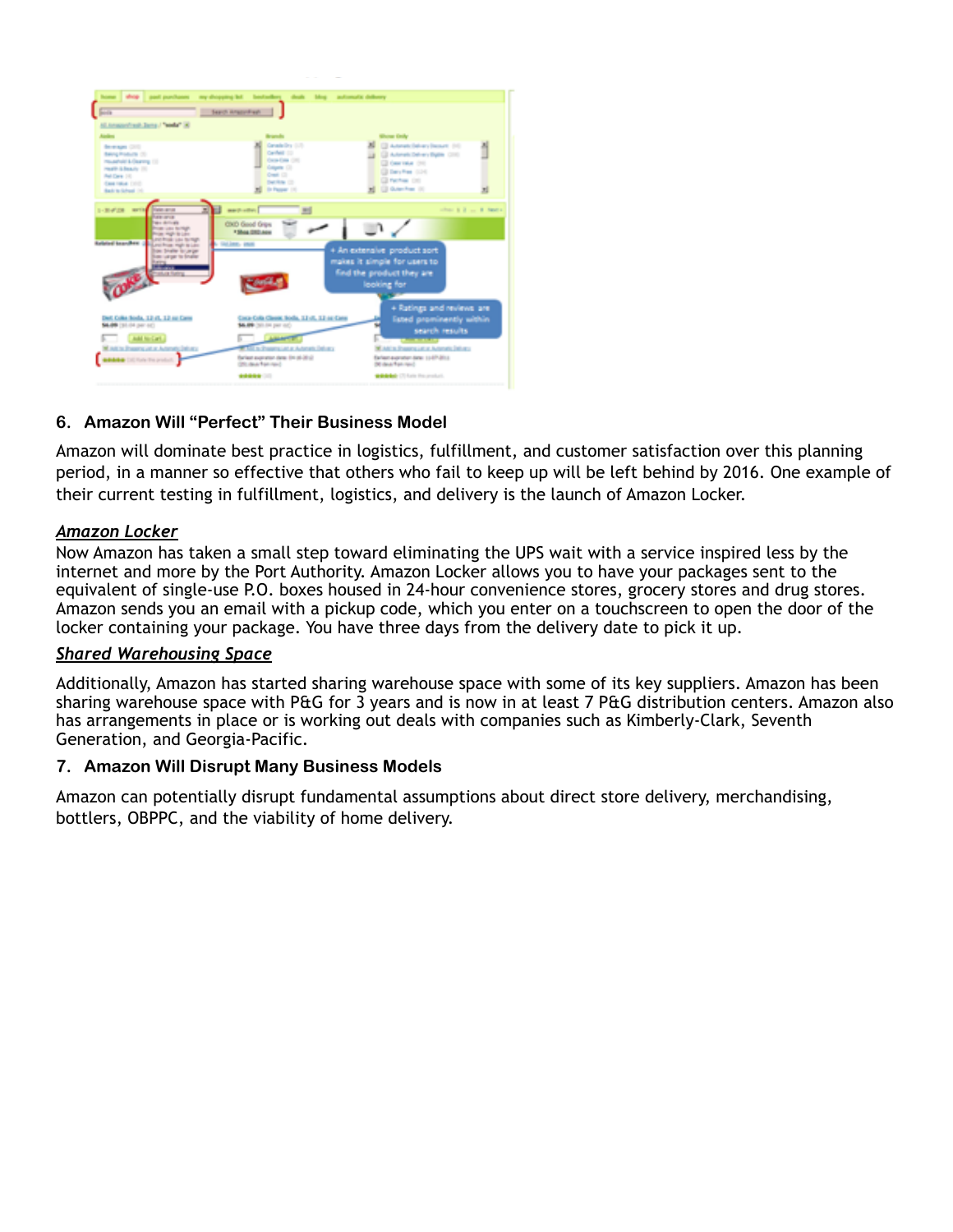## 6. Amazon Will "Perfect" Their Business Model

Amazon will dominate best practice in logistics, fulfillment, and customer satisfaction over this planning period, in a manner so effective that others who fail to keep up will be left behind by 2016. One example of their current testing in fulfillment, logistics, and delivery is the launch of Amazon Locker.

***Amazon Locker***

Now Amazon has taken a small step toward eliminating the UPS wait with a service inspired less by the internet and more by the Port Authority. Amazon Locker allows you to have your packages sent to the equivalent of single-use P.O. boxes housed in 24-hour convenience stores, grocery stores and drug stores. Amazon sends you an email with a pickup code, which you enter on a touchscreen to open the door of the locker containing your package. You have three days from the delivery date to pick it up.

***Shared Warehousing Space***

Additionally, Amazon has started sharing warehouse space with some of its key suppliers. Amazon has been sharing warehouse space with P&G for 3 years and is now in at least 7 P&G distribution centers. Amazon also has arrangements in place or is working out deals with companies such as Kimberly-Clark, Seventh Generation, and Georgia-Pacific.

## 7. Amazon Will Disrupt Many Business Models

Amazon can potentially disrupt fundamental assumptions about direct store delivery, merchandising, bottlers, OBPPC, and the viability of home delivery.